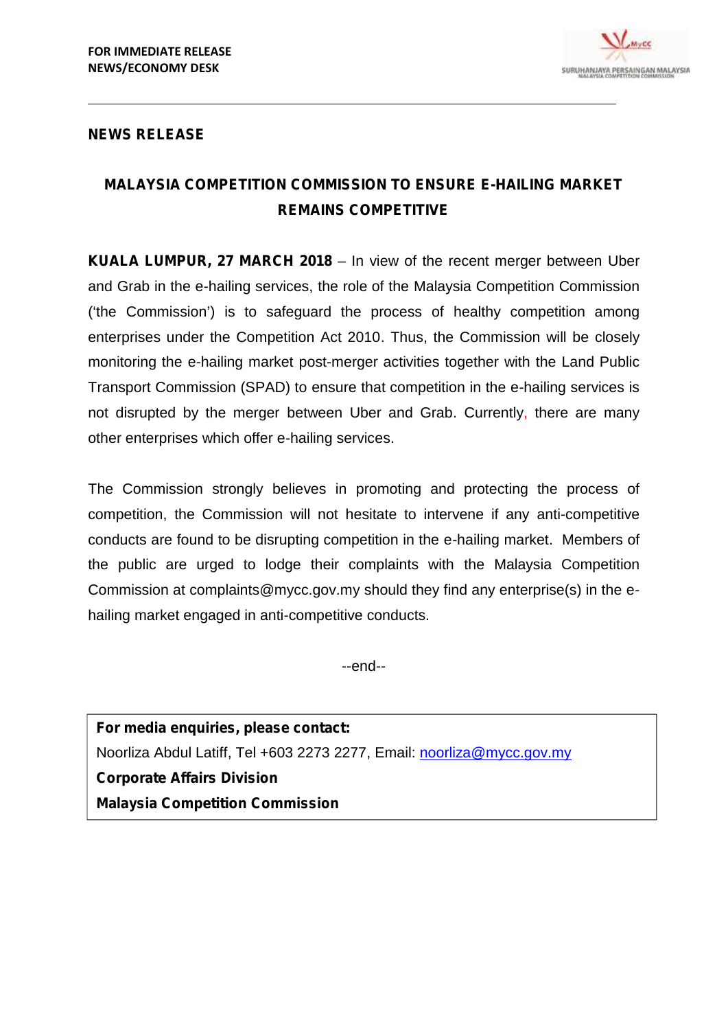**FOR IMMEDIATE RELEASE**
**NEWS/ECONOMY DESK**

**NEWS RELEASE**

# MALAYSIA COMPETITION COMMISSION TO ENSURE E-HAILING MARKET REMAINS COMPETITIVE

**KUALA LUMPUR, 27 MARCH 2018** – In view of the recent merger between Uber and Grab in the e-hailing services, the role of the Malaysia Competition Commission ('the Commission') is to safeguard the process of healthy competition among enterprises under the Competition Act 2010. Thus, the Commission will be closely monitoring the e-hailing market post-merger activities together with the Land Public Transport Commission (SPAD) to ensure that competition in the e-hailing services is not disrupted by the merger between Uber and Grab. Currently, there are many other enterprises which offer e-hailing services.

The Commission strongly believes in promoting and protecting the process of competition, the Commission will not hesitate to intervene if any anti-competitive conducts are found to be disrupting competition in the e-hailing market. Members of the public are urged to lodge their complaints with the Malaysia Competition Commission at complaints@mycc.gov.my should they find any enterprise(s) in the e-hailing market engaged in anti-competitive conducts.

--end--

**For media enquiries, please contact:**
Noorliza Abdul Latiff, Tel +603 2273 2277, Email: noorliza@mycc.gov.my
**Corporate Affairs Division**
**Malaysia Competition Commission**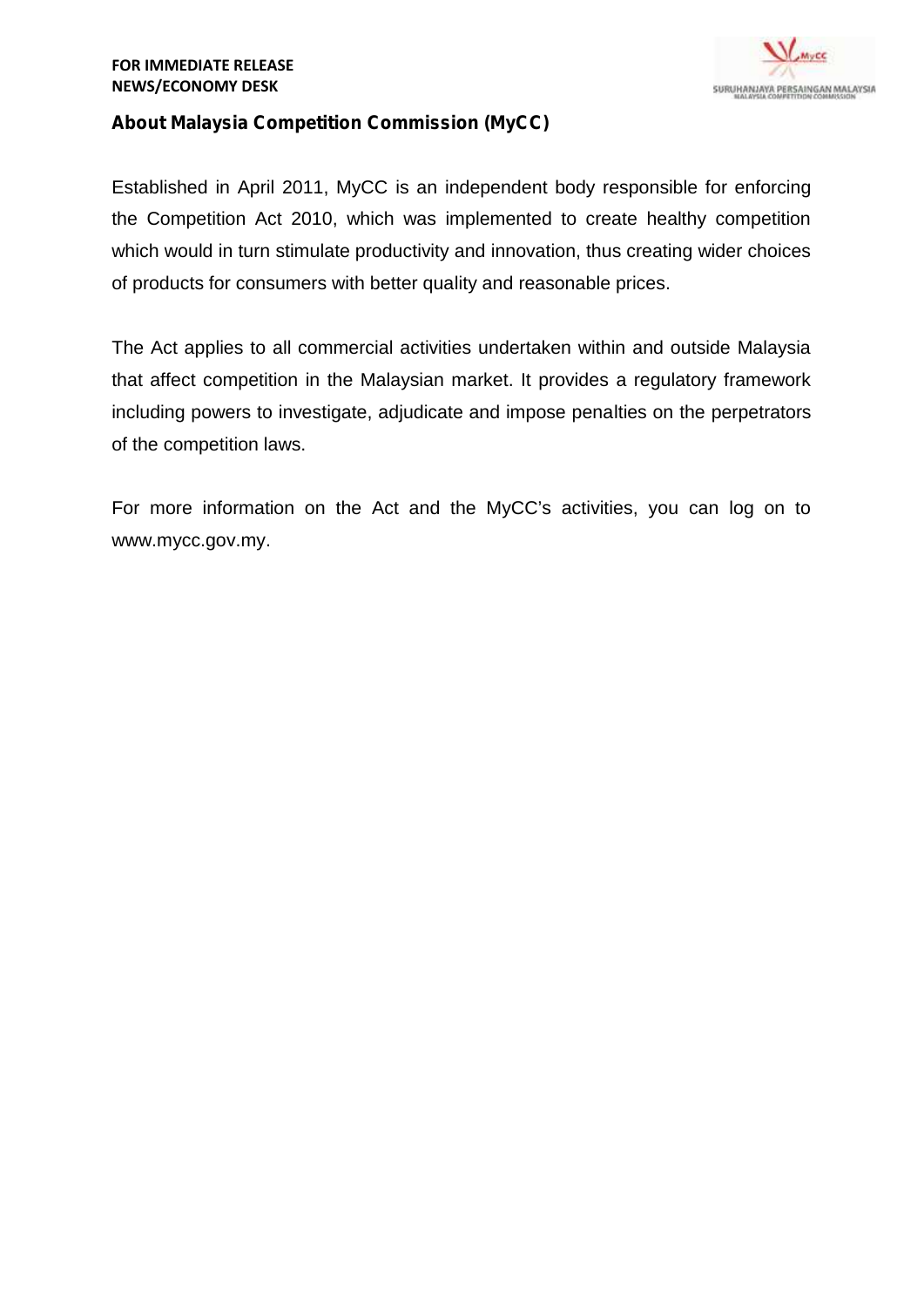**FOR IMMEDIATE RELEASE**
**NEWS/ECONOMY DESK**

## About Malaysia Competition Commission (MyCC)

Established in April 2011, MyCC is an independent body responsible for enforcing the Competition Act 2010, which was implemented to create healthy competition which would in turn stimulate productivity and innovation, thus creating wider choices of products for consumers with better quality and reasonable prices.

The Act applies to all commercial activities undertaken within and outside Malaysia that affect competition in the Malaysian market. It provides a regulatory framework including powers to investigate, adjudicate and impose penalties on the perpetrators of the competition laws.

For more information on the Act and the MyCC's activities, you can log on to www.mycc.gov.my.